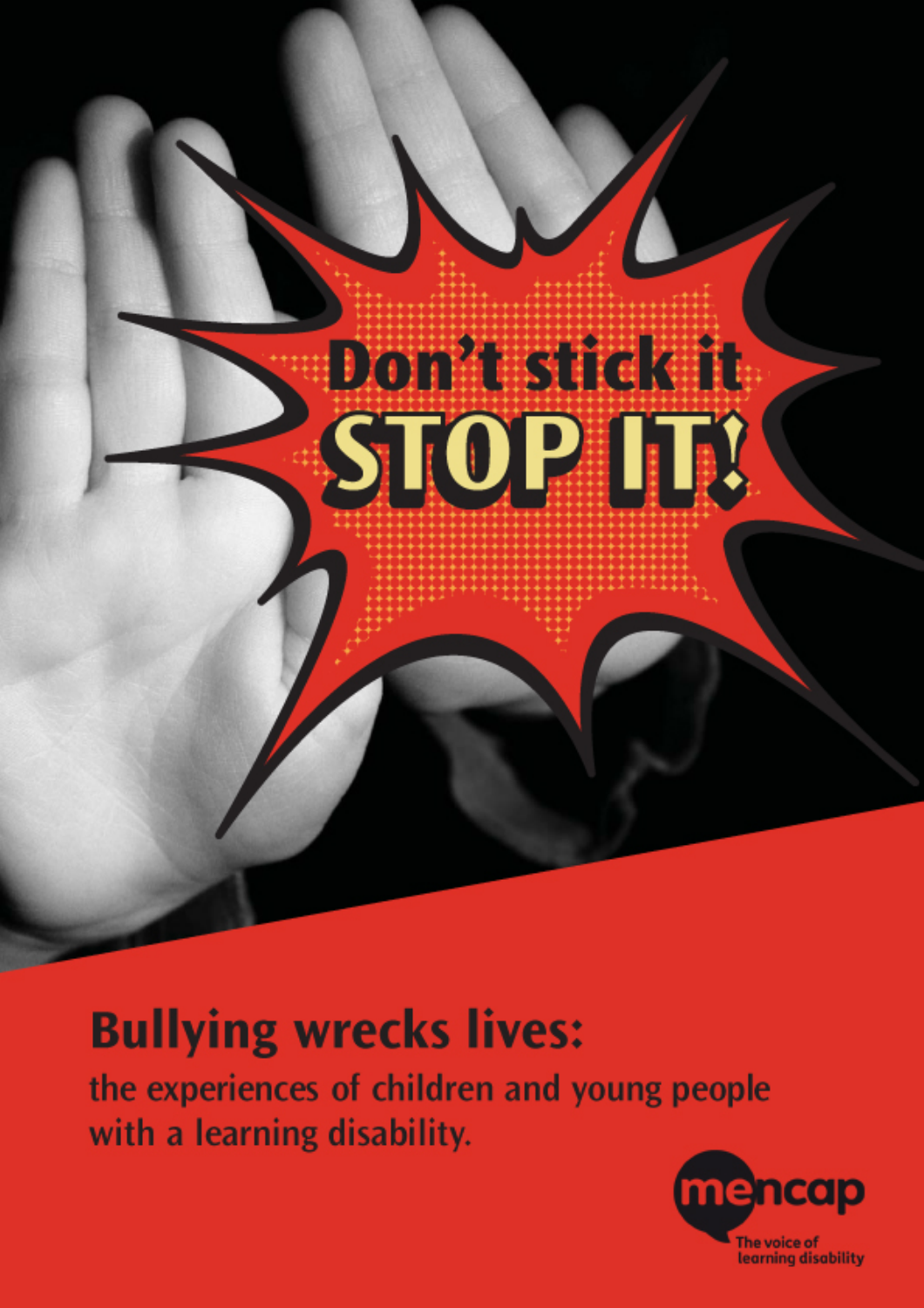# Don't stick it STOP IT!

## Bullying wrecks lives:

the experiences of children and young people with a learning disability.

mencap

The voice of learning disability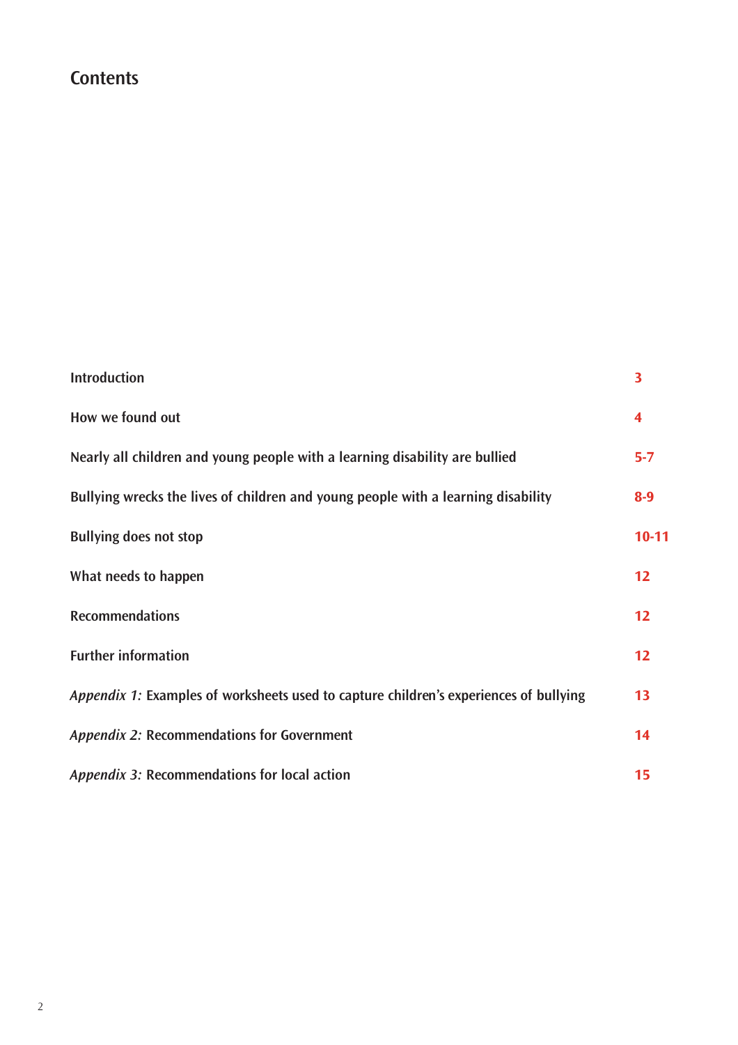## Contents

| | |
|---|---|
| Introduction | 3 |
| How we found out | 4 |
| Nearly all children and young people with a learning disability are bullied | 5-7 |
| Bullying wrecks the lives of children and young people with a learning disability | 8-9 |
| Bullying does not stop | 10-11 |
| What needs to happen | 12 |
| Recommendations | 12 |
| Further information | 12 |
| *Appendix 1:* Examples of worksheets used to capture children's experiences of bullying | 13 |
| *Appendix 2:* Recommendations for Government | 14 |
| *Appendix 3:* Recommendations for local action | 15 |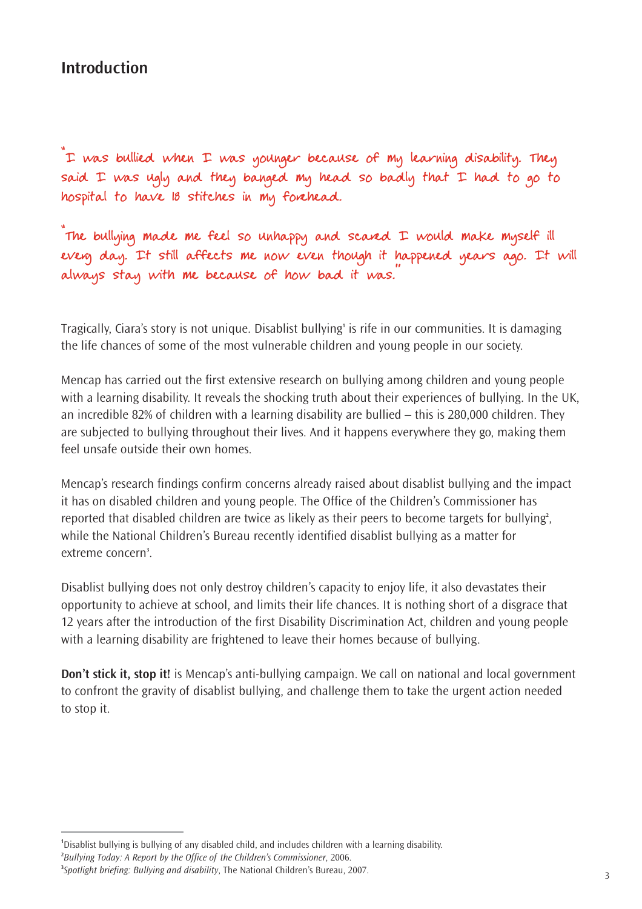## Introduction

"I was bullied when I was younger because of my learning disability. They said I was ugly and they banged my head so badly that I had to go to hospital to have 18 stitches in my forehead.

"The bullying made me feel so unhappy and scared I would make myself ill every day. It still affects me now even though it happened years ago. It will always stay with me because of how bad it was."

Tragically, Ciara's story is not unique. Disablist bullying[1] is rife in our communities. It is damaging the life chances of some of the most vulnerable children and young people in our society.

Mencap has carried out the first extensive research on bullying among children and young people with a learning disability. It reveals the shocking truth about their experiences of bullying. In the UK, an incredible 82% of children with a learning disability are bullied – this is 280,000 children. They are subjected to bullying throughout their lives. And it happens everywhere they go, making them feel unsafe outside their own homes.

Mencap's research findings confirm concerns already raised about disablist bullying and the impact it has on disabled children and young people. The Office of the Children's Commissioner has reported that disabled children are twice as likely as their peers to become targets for bullying[2], while the National Children's Bureau recently identified disablist bullying as a matter for extreme concern[3].

Disablist bullying does not only destroy children's capacity to enjoy life, it also devastates their opportunity to achieve at school, and limits their life chances. It is nothing short of a disgrace that 12 years after the introduction of the first Disability Discrimination Act, children and young people with a learning disability are frightened to leave their homes because of bullying.

**Don't stick it, stop it!** is Mencap's anti-bullying campaign. We call on national and local government to confront the gravity of disablist bullying, and challenge them to take the urgent action needed to stop it.

---

[1] Disablist bullying is bullying of any disabled child, and includes children with a learning disability.

[2] *Bullying Today: A Report by the Office of the Children's Commissioner*, 2006.

[3] *Spotlight briefing: Bullying and disability*, The National Children's Bureau, 2007.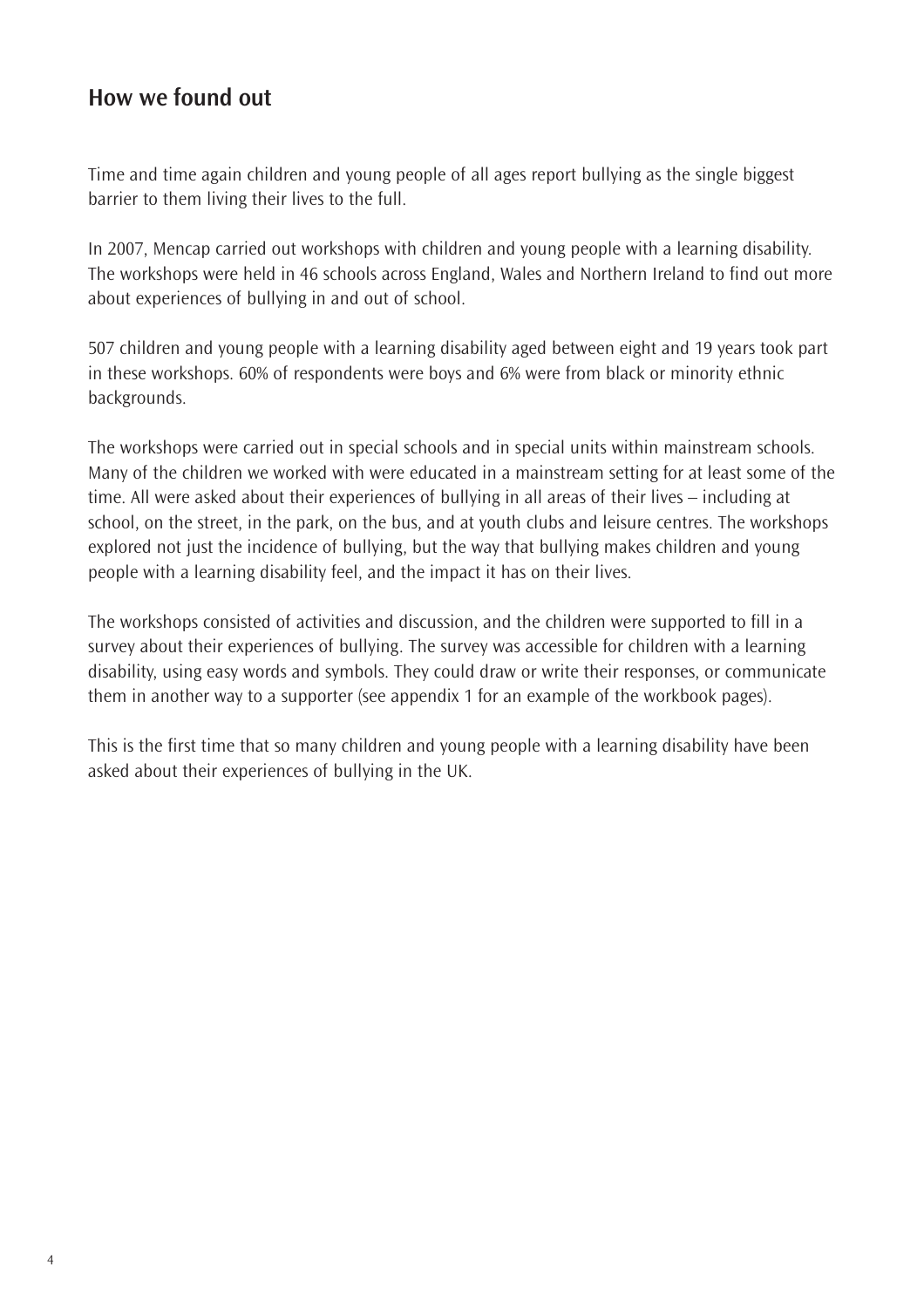## How we found out

Time and time again children and young people of all ages report bullying as the single biggest barrier to them living their lives to the full.

In 2007, Mencap carried out workshops with children and young people with a learning disability. The workshops were held in 46 schools across England, Wales and Northern Ireland to find out more about experiences of bullying in and out of school.

507 children and young people with a learning disability aged between eight and 19 years took part in these workshops. 60% of respondents were boys and 6% were from black or minority ethnic backgrounds.

The workshops were carried out in special schools and in special units within mainstream schools. Many of the children we worked with were educated in a mainstream setting for at least some of the time. All were asked about their experiences of bullying in all areas of their lives – including at school, on the street, in the park, on the bus, and at youth clubs and leisure centres. The workshops explored not just the incidence of bullying, but the way that bullying makes children and young people with a learning disability feel, and the impact it has on their lives.

The workshops consisted of activities and discussion, and the children were supported to fill in a survey about their experiences of bullying. The survey was accessible for children with a learning disability, using easy words and symbols. They could draw or write their responses, or communicate them in another way to a supporter (see appendix 1 for an example of the workbook pages).

This is the first time that so many children and young people with a learning disability have been asked about their experiences of bullying in the UK.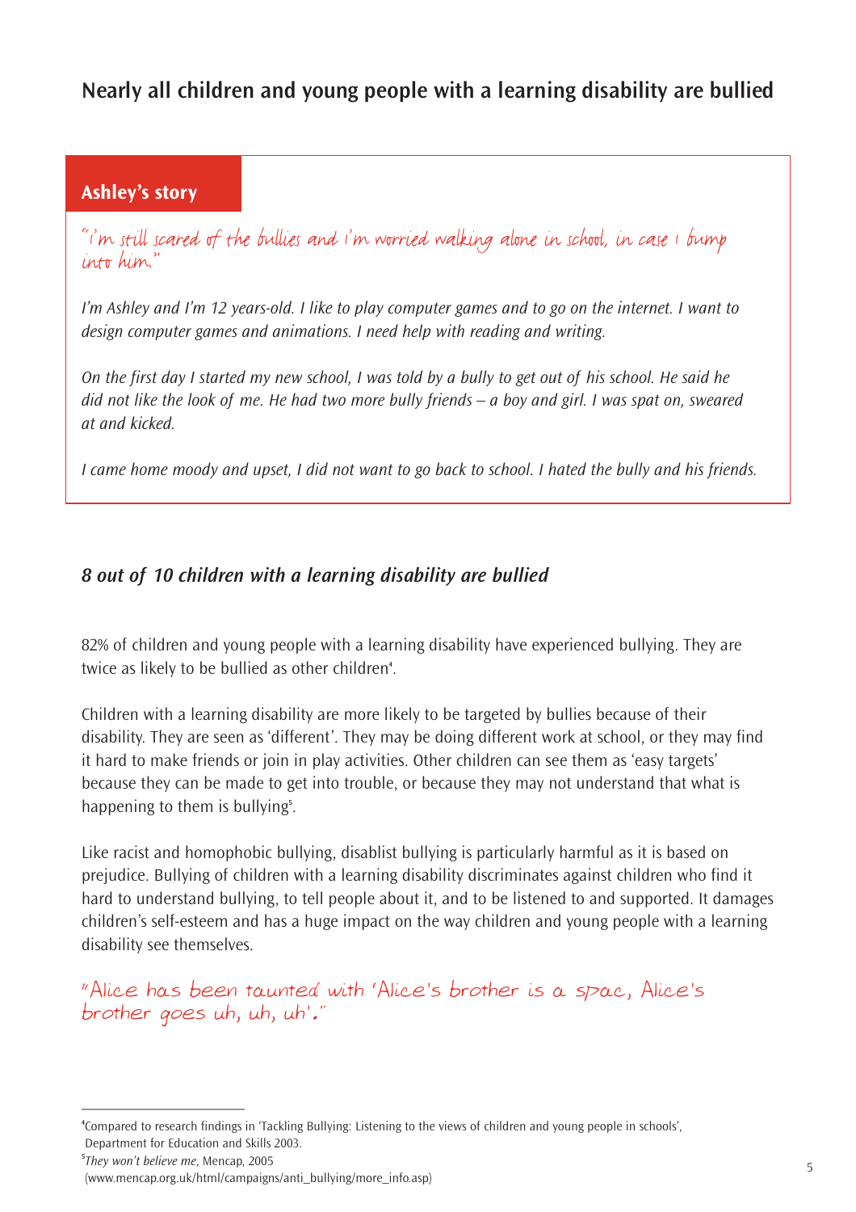## Nearly all children and young people with a learning disability are bullied

### Ashley's story

"I'm still scared of the bullies and I'm worried walking alone in school, in case I bump into him."

*I'm Ashley and I'm 12 years-old. I like to play computer games and to go on the internet. I want to design computer games and animations. I need help with reading and writing.*

*On the first day I started my new school, I was told by a bully to get out of his school. He said he did not like the look of me. He had two more bully friends – a boy and girl. I was spat on, sweared at and kicked.*

*I came home moody and upset, I did not want to go back to school. I hated the bully and his friends.*

### *8 out of 10 children with a learning disability are bullied*

82% of children and young people with a learning disability have experienced bullying. They are twice as likely to be bullied as other children[4].

Children with a learning disability are more likely to be targeted by bullies because of their disability. They are seen as 'different'. They may be doing different work at school, or they may find it hard to make friends or join in play activities. Other children can see them as 'easy targets' because they can be made to get into trouble, or because they may not understand that what is happening to them is bullying[5].

Like racist and homophobic bullying, disablist bullying is particularly harmful as it is based on prejudice. Bullying of children with a learning disability discriminates against children who find it hard to understand bullying, to tell people about it, and to be listened to and supported. It damages children's self-esteem and has a huge impact on the way children and young people with a learning disability see themselves.

"Alice has been taunted with 'Alice's brother is a spac, Alice's brother goes uh, uh, uh'."

---

[4] Compared to research findings in 'Tackling Bullying: Listening to the views of children and young people in schools', Department for Education and Skills 2003.

[5] *They won't believe me*, Mencap, 2005 (www.mencap.org.uk/html/campaigns/anti_bullying/more_info.asp)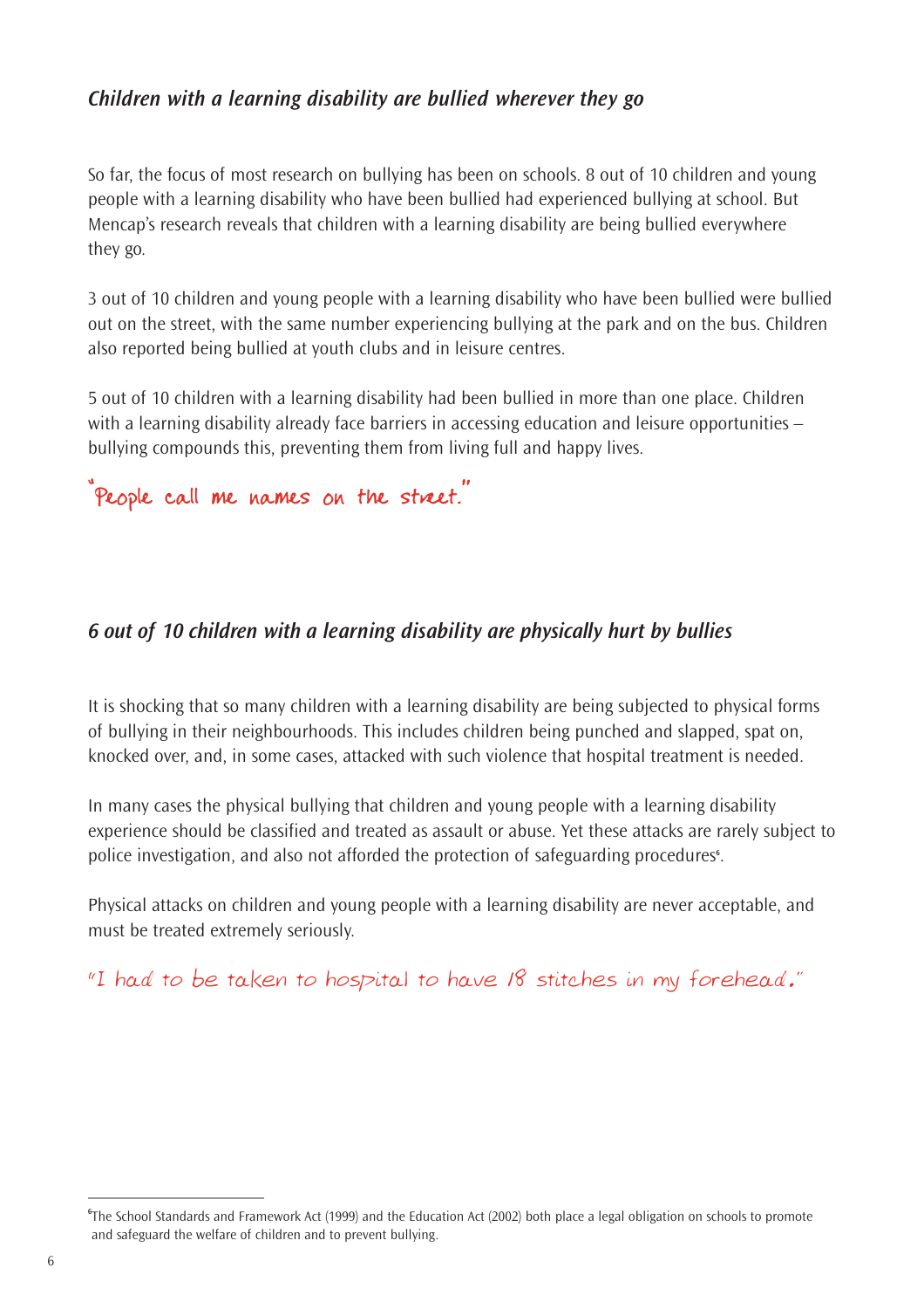## *Children with a learning disability are bullied wherever they go*

So far, the focus of most research on bullying has been on schools. 8 out of 10 children and young people with a learning disability who have been bullied had experienced bullying at school. But Mencap's research reveals that children with a learning disability are being bullied everywhere they go.

3 out of 10 children and young people with a learning disability who have been bullied were bullied out on the street, with the same number experiencing bullying at the park and on the bus. Children also reported being bullied at youth clubs and in leisure centres.

5 out of 10 children with a learning disability had been bullied in more than one place. Children with a learning disability already face barriers in accessing education and leisure opportunities – bullying compounds this, preventing them from living full and happy lives.

"People call me names on the street."

## *6 out of 10 children with a learning disability are physically hurt by bullies*

It is shocking that so many children with a learning disability are being subjected to physical forms of bullying in their neighbourhoods. This includes children being punched and slapped, spat on, knocked over, and, in some cases, attacked with such violence that hospital treatment is needed.

In many cases the physical bullying that children and young people with a learning disability experience should be classified and treated as assault or abuse. Yet these attacks are rarely subject to police investigation, and also not afforded the protection of safeguarding procedures[6].

Physical attacks on children and young people with a learning disability are never acceptable, and must be treated extremely seriously.

"I had to be taken to hospital to have 18 stitches in my forehead."

---

[6] The School Standards and Framework Act (1999) and the Education Act (2002) both place a legal obligation on schools to promote and safeguard the welfare of children and to prevent bullying.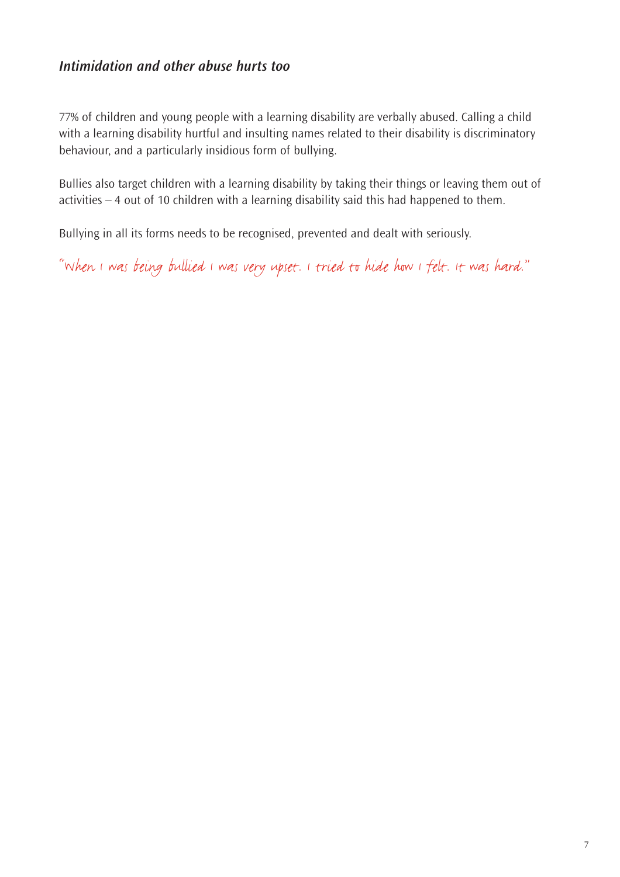## *Intimidation and other abuse hurts too*

77% of children and young people with a learning disability are verbally abused. Calling a child with a learning disability hurtful and insulting names related to their disability is discriminatory behaviour, and a particularly insidious form of bullying.

Bullies also target children with a learning disability by taking their things or leaving them out of activities – 4 out of 10 children with a learning disability said this had happened to them.

Bullying in all its forms needs to be recognised, prevented and dealt with seriously.

"When I was being bullied I was very upset. I tried to hide how I felt. It was hard."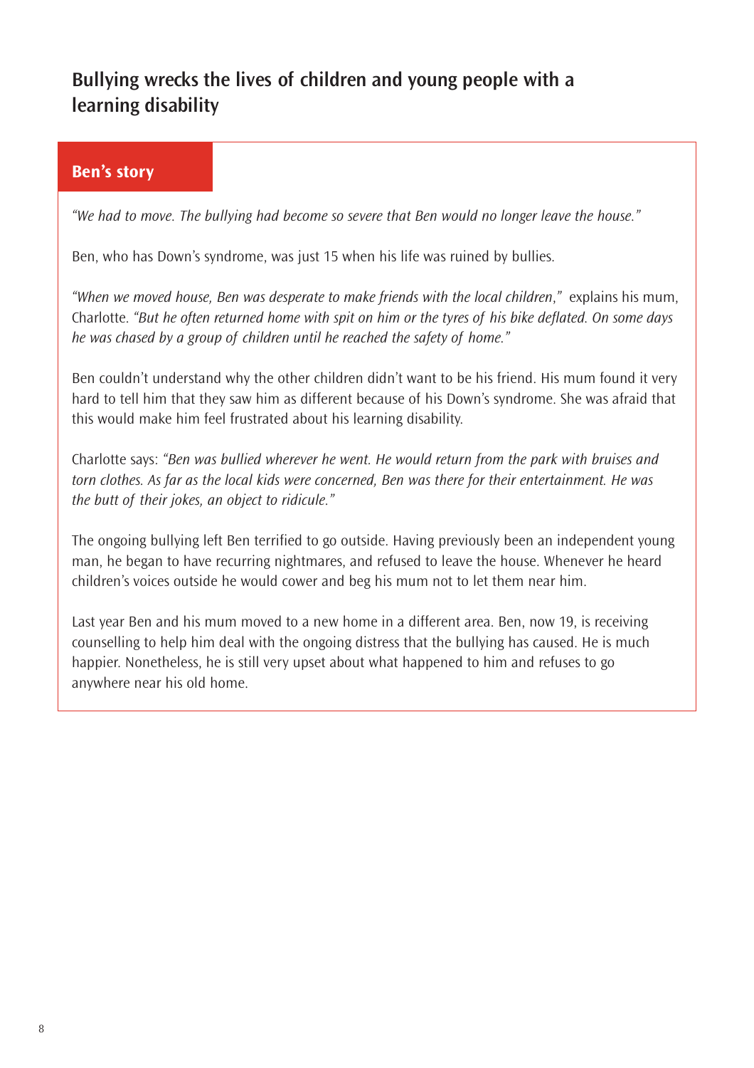## Bullying wrecks the lives of children and young people with a learning disability

### Ben's story

*"We had to move. The bullying had become so severe that Ben would no longer leave the house."*

Ben, who has Down's syndrome, was just 15 when his life was ruined by bullies.

*"When we moved house, Ben was desperate to make friends with the local children,"* explains his mum, Charlotte. *"But he often returned home with spit on him or the tyres of his bike deflated. On some days he was chased by a group of children until he reached the safety of home."*

Ben couldn't understand why the other children didn't want to be his friend. His mum found it very hard to tell him that they saw him as different because of his Down's syndrome. She was afraid that this would make him feel frustrated about his learning disability.

Charlotte says: *"Ben was bullied wherever he went. He would return from the park with bruises and torn clothes. As far as the local kids were concerned, Ben was there for their entertainment. He was the butt of their jokes, an object to ridicule."*

The ongoing bullying left Ben terrified to go outside. Having previously been an independent young man, he began to have recurring nightmares, and refused to leave the house. Whenever he heard children's voices outside he would cower and beg his mum not to let them near him.

Last year Ben and his mum moved to a new home in a different area. Ben, now 19, is receiving counselling to help him deal with the ongoing distress that the bullying has caused. He is much happier. Nonetheless, he is still very upset about what happened to him and refuses to go anywhere near his old home.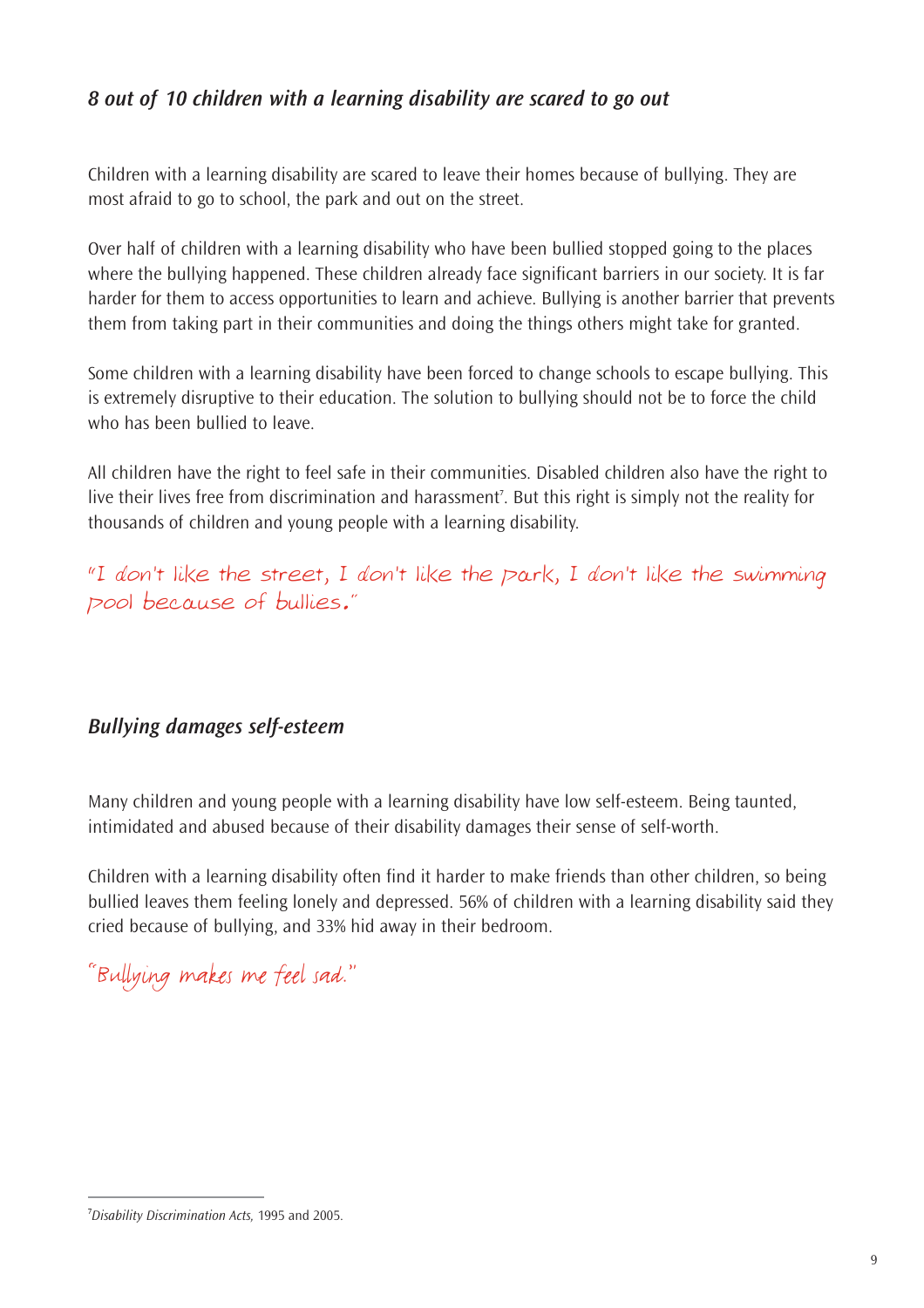## *8 out of 10 children with a learning disability are scared to go out*

Children with a learning disability are scared to leave their homes because of bullying. They are most afraid to go to school, the park and out on the street.

Over half of children with a learning disability who have been bullied stopped going to the places where the bullying happened. These children already face significant barriers in our society. It is far harder for them to access opportunities to learn and achieve. Bullying is another barrier that prevents them from taking part in their communities and doing the things others might take for granted.

Some children with a learning disability have been forced to change schools to escape bullying. This is extremely disruptive to their education. The solution to bullying should not be to force the child who has been bullied to leave.

All children have the right to feel safe in their communities. Disabled children also have the right to live their lives free from discrimination and harassment[7]. But this right is simply not the reality for thousands of children and young people with a learning disability.

"I don't like the street, I don't like the park, I don't like the swimming pool because of bullies."

## *Bullying damages self-esteem*

Many children and young people with a learning disability have low self-esteem. Being taunted, intimidated and abused because of their disability damages their sense of self-worth.

Children with a learning disability often find it harder to make friends than other children, so being bullied leaves them feeling lonely and depressed. 56% of children with a learning disability said they cried because of bullying, and 33% hid away in their bedroom.

"Bullying makes me feel sad."

---

[7] *Disability Discrimination Acts*, 1995 and 2005.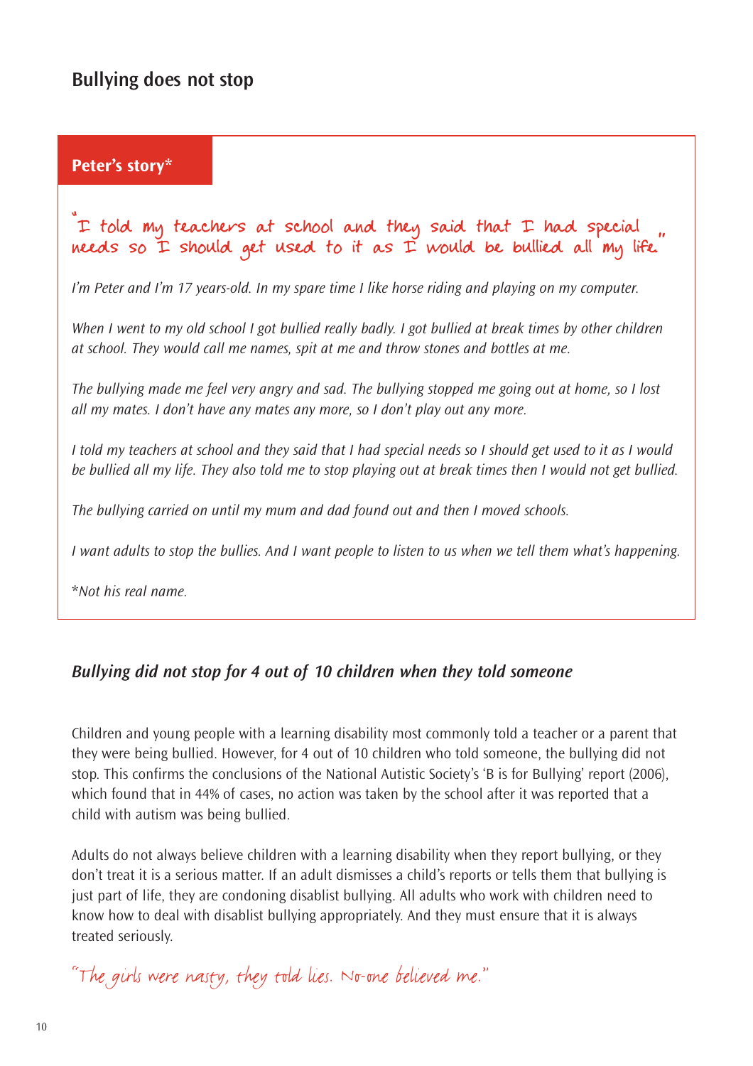## Bullying does not stop

### Peter's story*

"I told my teachers at school and they said that I had special needs so I should get used to it as I would be bullied all my life."

*I'm Peter and I'm 17 years-old. In my spare time I like horse riding and playing on my computer.*

*When I went to my old school I got bullied really badly. I got bullied at break times by other children at school. They would call me names, spit at me and throw stones and bottles at me.*

*The bullying made me feel very angry and sad. The bullying stopped me going out at home, so I lost all my mates. I don't have any mates any more, so I don't play out any more.*

*I told my teachers at school and they said that I had special needs so I should get used to it as I would be bullied all my life. They also told me to stop playing out at break times then I would not get bullied.*

*The bullying carried on until my mum and dad found out and then I moved schools.*

*I want adults to stop the bullies. And I want people to listen to us when we tell them what's happening.*

*\*Not his real name.*

### *Bullying did not stop for 4 out of 10 children when they told someone*

Children and young people with a learning disability most commonly told a teacher or a parent that they were being bullied. However, for 4 out of 10 children who told someone, the bullying did not stop. This confirms the conclusions of the National Autistic Society's 'B is for Bullying' report (2006), which found that in 44% of cases, no action was taken by the school after it was reported that a child with autism was being bullied.

Adults do not always believe children with a learning disability when they report bullying, or they don't treat it is a serious matter. If an adult dismisses a child's reports or tells them that bullying is just part of life, they are condoning disablist bullying. All adults who work with children need to know how to deal with disablist bullying appropriately. And they must ensure that it is always treated seriously.

"The girls were nasty, they told lies. No-one believed me."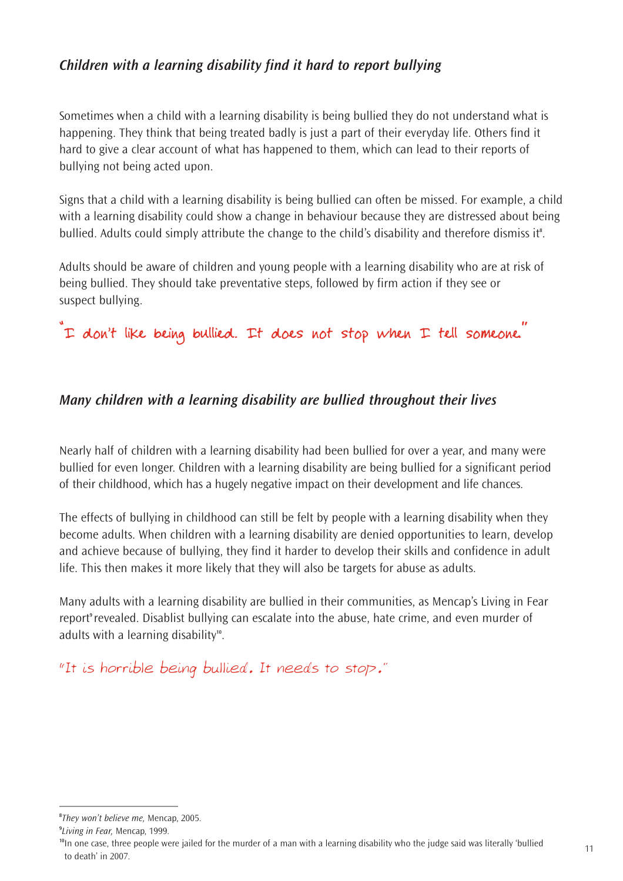### *Children with a learning disability find it hard to report bullying*

Sometimes when a child with a learning disability is being bullied they do not understand what is happening. They think that being treated badly is just a part of their everyday life. Others find it hard to give a clear account of what has happened to them, which can lead to their reports of bullying not being acted upon.

Signs that a child with a learning disability is being bullied can often be missed. For example, a child with a learning disability could show a change in behaviour because they are distressed about being bullied. Adults could simply attribute the change to the child's disability and therefore dismiss it[8].

Adults should be aware of children and young people with a learning disability who are at risk of being bullied. They should take preventative steps, followed by firm action if they see or suspect bullying.

"I don't like being bullied. It does not stop when I tell someone."

### *Many children with a learning disability are bullied throughout their lives*

Nearly half of children with a learning disability had been bullied for over a year, and many were bullied for even longer. Children with a learning disability are being bullied for a significant period of their childhood, which has a hugely negative impact on their development and life chances.

The effects of bullying in childhood can still be felt by people with a learning disability when they become adults. When children with a learning disability are denied opportunities to learn, develop and achieve because of bullying, they find it harder to develop their skills and confidence in adult life. This then makes it more likely that they will also be targets for abuse as adults.

Many adults with a learning disability are bullied in their communities, as Mencap's Living in Fear report[9] revealed. Disablist bullying can escalate into the abuse, hate crime, and even murder of adults with a learning disability[10].

"It is horrible being bullied. It needs to stop."

---

[8] *They won't believe me,* Mencap, 2005.

[9] *Living in Fear,* Mencap, 1999.

[10] In one case, three people were jailed for the murder of a man with a learning disability who the judge said was literally 'bullied to death' in 2007.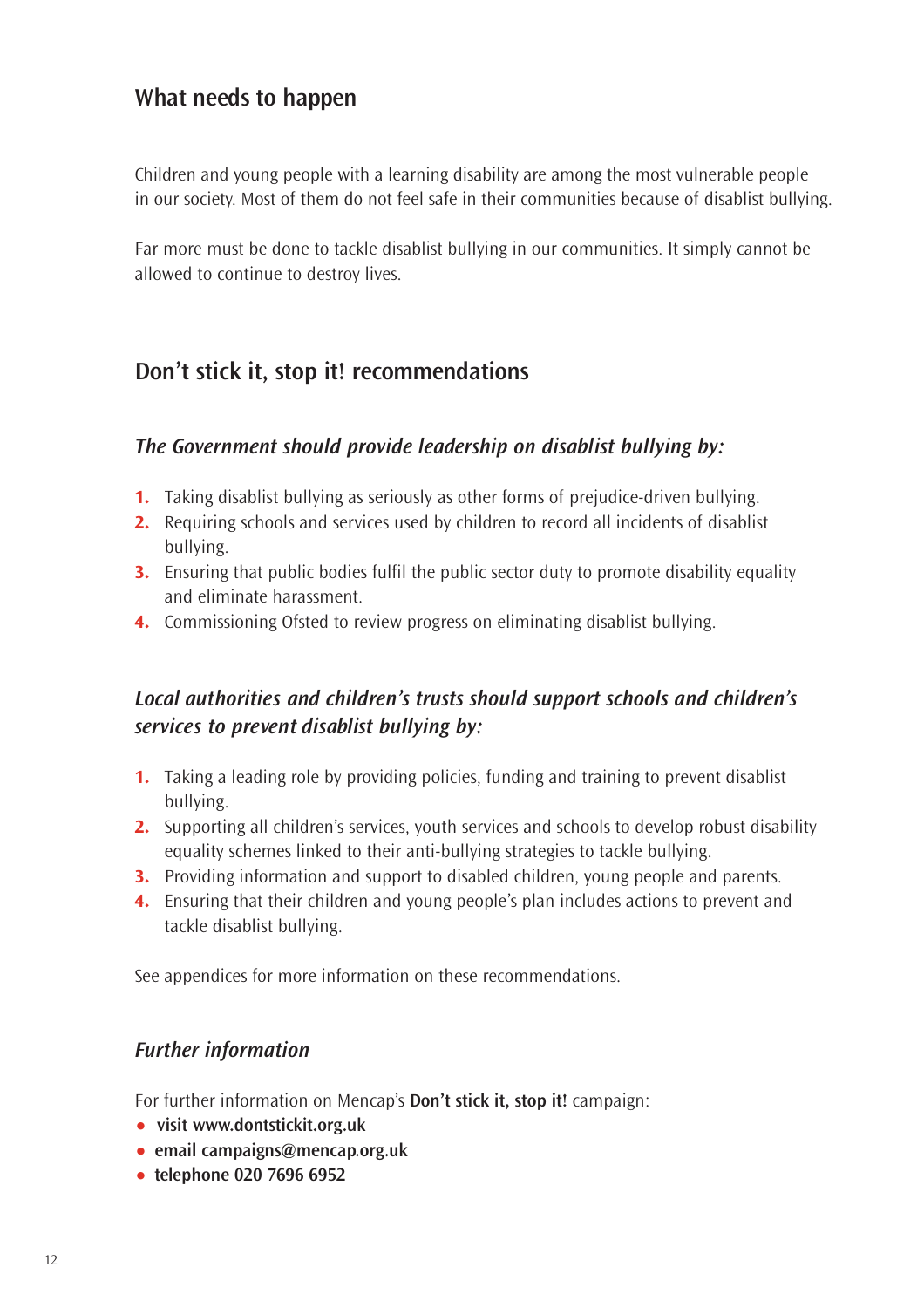## What needs to happen

Children and young people with a learning disability are among the most vulnerable people in our society. Most of them do not feel safe in their communities because of disablist bullying.

Far more must be done to tackle disablist bullying in our communities. It simply cannot be allowed to continue to destroy lives.

## Don't stick it, stop it! recommendations

### *The Government should provide leadership on disablist bullying by:*

1. Taking disablist bullying as seriously as other forms of prejudice-driven bullying.
2. Requiring schools and services used by children to record all incidents of disablist bullying.
3. Ensuring that public bodies fulfil the public sector duty to promote disability equality and eliminate harassment.
4. Commissioning Ofsted to review progress on eliminating disablist bullying.

### *Local authorities and children's trusts should support schools and children's services to prevent disablist bullying by:*

1. Taking a leading role by providing policies, funding and training to prevent disablist bullying.
2. Supporting all children's services, youth services and schools to develop robust disability equality schemes linked to their anti-bullying strategies to tackle bullying.
3. Providing information and support to disabled children, young people and parents.
4. Ensuring that their children and young people's plan includes actions to prevent and tackle disablist bullying.

See appendices for more information on these recommendations.

### *Further information*

For further information on Mencap's **Don't stick it, stop it!** campaign:

- **visit www.dontstickit.org.uk**
- **email campaigns@mencap.org.uk**
- **telephone 020 7696 6952**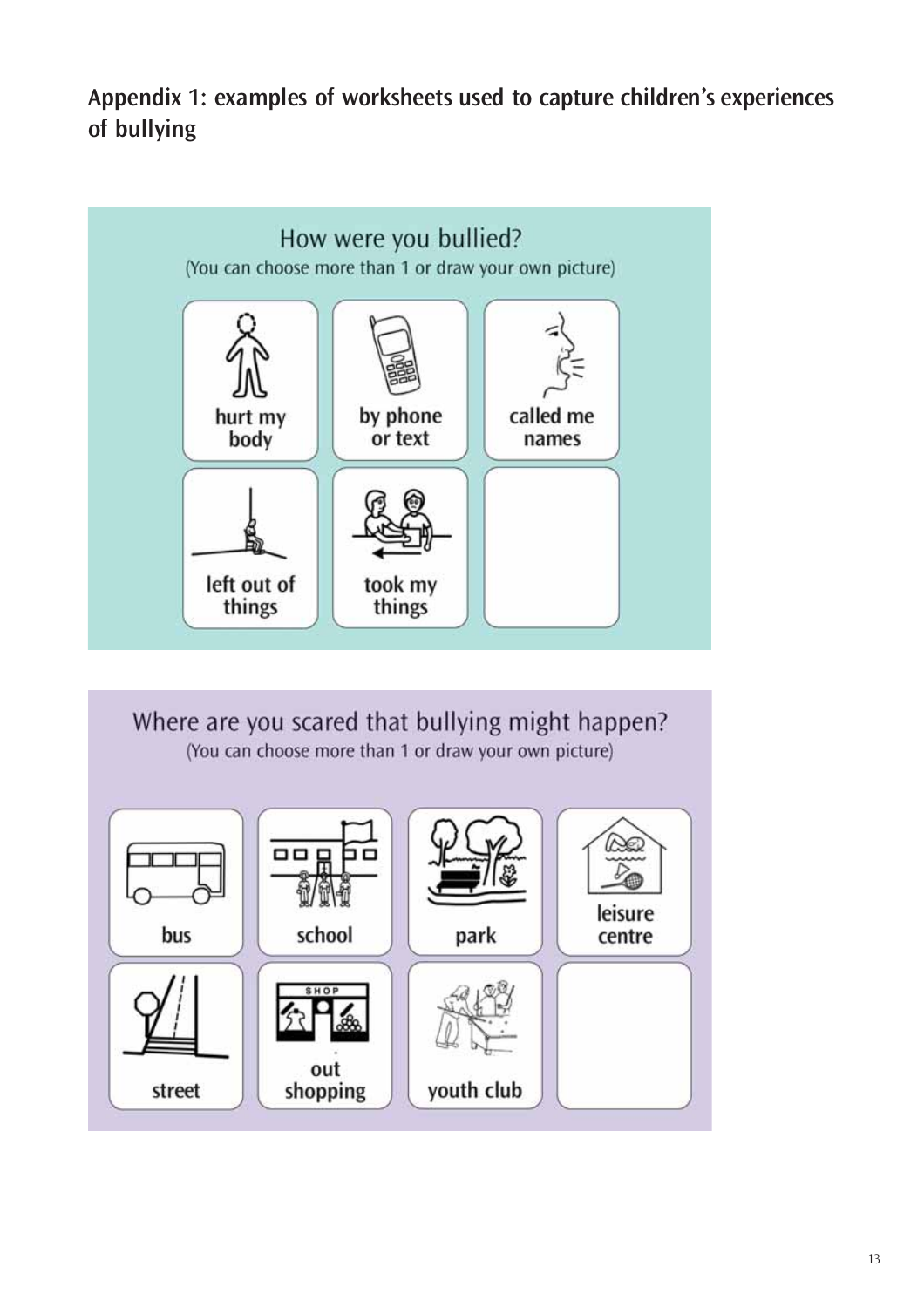## Appendix 1: examples of worksheets used to capture children's experiences of bullying

### How were you bullied?

(You can choose more than 1 or draw your own picture)

| | | |
|---|---|---|
| hurt my body | by phone or text | called me names |
| left out of things | took my things | |

### Where are you scared that bullying might happen?

(You can choose more than 1 or draw your own picture)

| | | | |
|---|---|---|---|
| bus | school | park | leisure centre |
| street | out shopping | youth club | |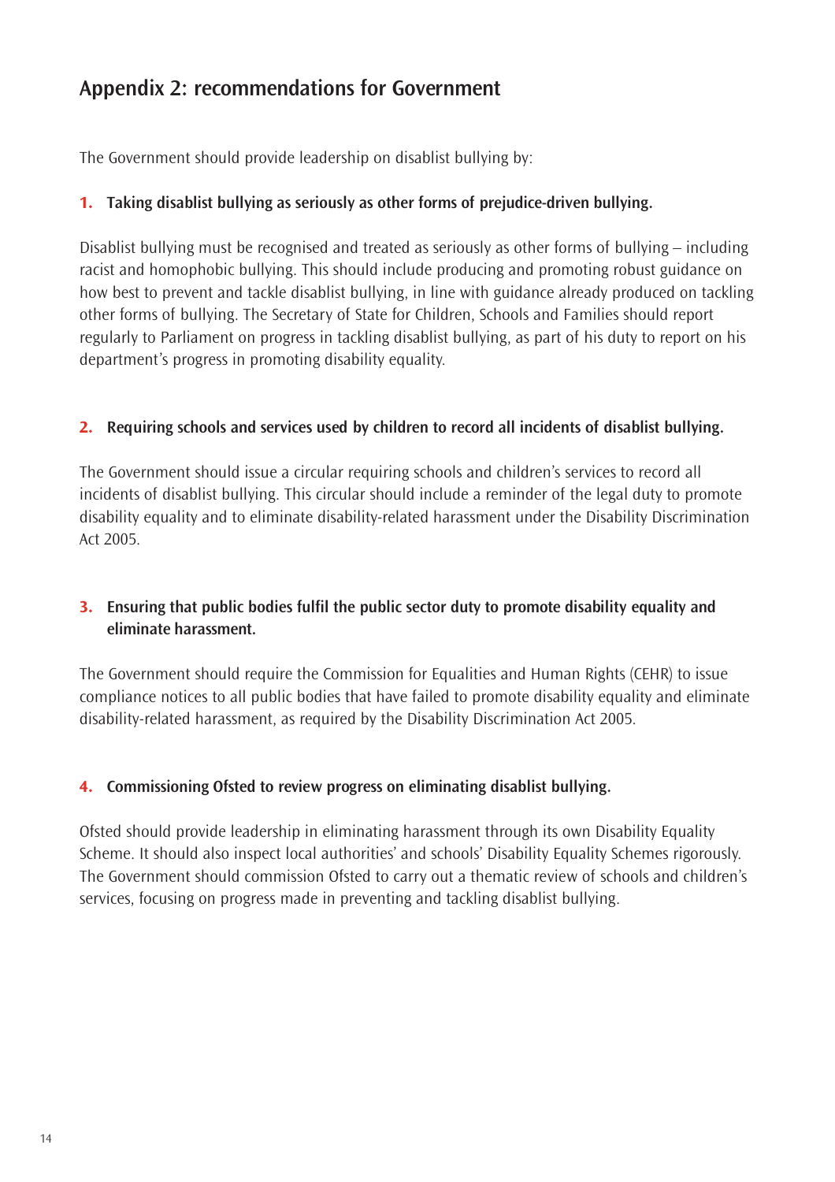## Appendix 2: recommendations for Government

The Government should provide leadership on disablist bullying by:

**1. Taking disablist bullying as seriously as other forms of prejudice-driven bullying.**

Disablist bullying must be recognised and treated as seriously as other forms of bullying – including racist and homophobic bullying. This should include producing and promoting robust guidance on how best to prevent and tackle disablist bullying, in line with guidance already produced on tackling other forms of bullying. The Secretary of State for Children, Schools and Families should report regularly to Parliament on progress in tackling disablist bullying, as part of his duty to report on his department's progress in promoting disability equality.

**2. Requiring schools and services used by children to record all incidents of disablist bullying.**

The Government should issue a circular requiring schools and children's services to record all incidents of disablist bullying. This circular should include a reminder of the legal duty to promote disability equality and to eliminate disability-related harassment under the Disability Discrimination Act 2005.

**3. Ensuring that public bodies fulfil the public sector duty to promote disability equality and eliminate harassment.**

The Government should require the Commission for Equalities and Human Rights (CEHR) to issue compliance notices to all public bodies that have failed to promote disability equality and eliminate disability-related harassment, as required by the Disability Discrimination Act 2005.

**4. Commissioning Ofsted to review progress on eliminating disablist bullying.**

Ofsted should provide leadership in eliminating harassment through its own Disability Equality Scheme. It should also inspect local authorities' and schools' Disability Equality Schemes rigorously. The Government should commission Ofsted to carry out a thematic review of schools and children's services, focusing on progress made in preventing and tackling disablist bullying.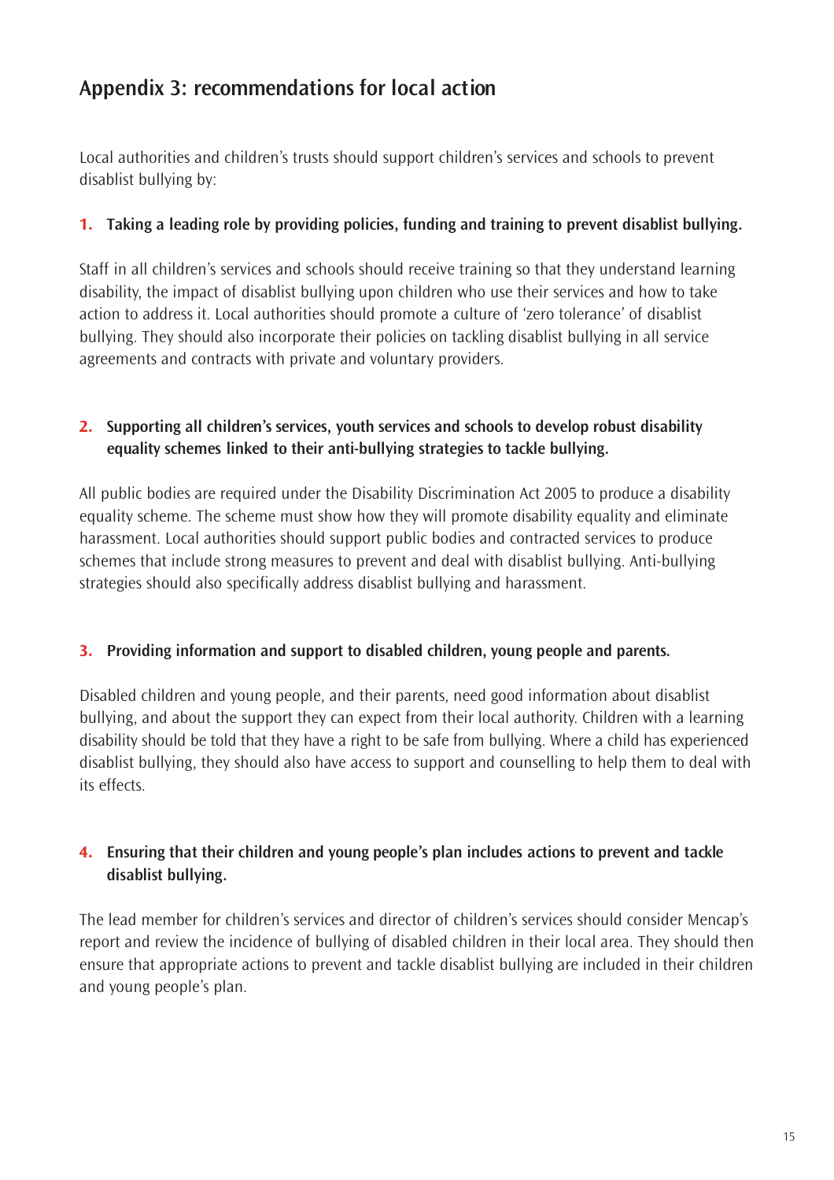## Appendix 3: recommendations for local action

Local authorities and children's trusts should support children's services and schools to prevent disablist bullying by:

**1. Taking a leading role by providing policies, funding and training to prevent disablist bullying.**

Staff in all children's services and schools should receive training so that they understand learning disability, the impact of disablist bullying upon children who use their services and how to take action to address it. Local authorities should promote a culture of 'zero tolerance' of disablist bullying. They should also incorporate their policies on tackling disablist bullying in all service agreements and contracts with private and voluntary providers.

**2. Supporting all children's services, youth services and schools to develop robust disability equality schemes linked to their anti-bullying strategies to tackle bullying.**

All public bodies are required under the Disability Discrimination Act 2005 to produce a disability equality scheme. The scheme must show how they will promote disability equality and eliminate harassment. Local authorities should support public bodies and contracted services to produce schemes that include strong measures to prevent and deal with disablist bullying. Anti-bullying strategies should also specifically address disablist bullying and harassment.

**3. Providing information and support to disabled children, young people and parents.**

Disabled children and young people, and their parents, need good information about disablist bullying, and about the support they can expect from their local authority. Children with a learning disability should be told that they have a right to be safe from bullying. Where a child has experienced disablist bullying, they should also have access to support and counselling to help them to deal with its effects.

**4. Ensuring that their children and young people's plan includes actions to prevent and tackle disablist bullying.**

The lead member for children's services and director of children's services should consider Mencap's report and review the incidence of bullying of disabled children in their local area. They should then ensure that appropriate actions to prevent and tackle disablist bullying are included in their children and young people's plan.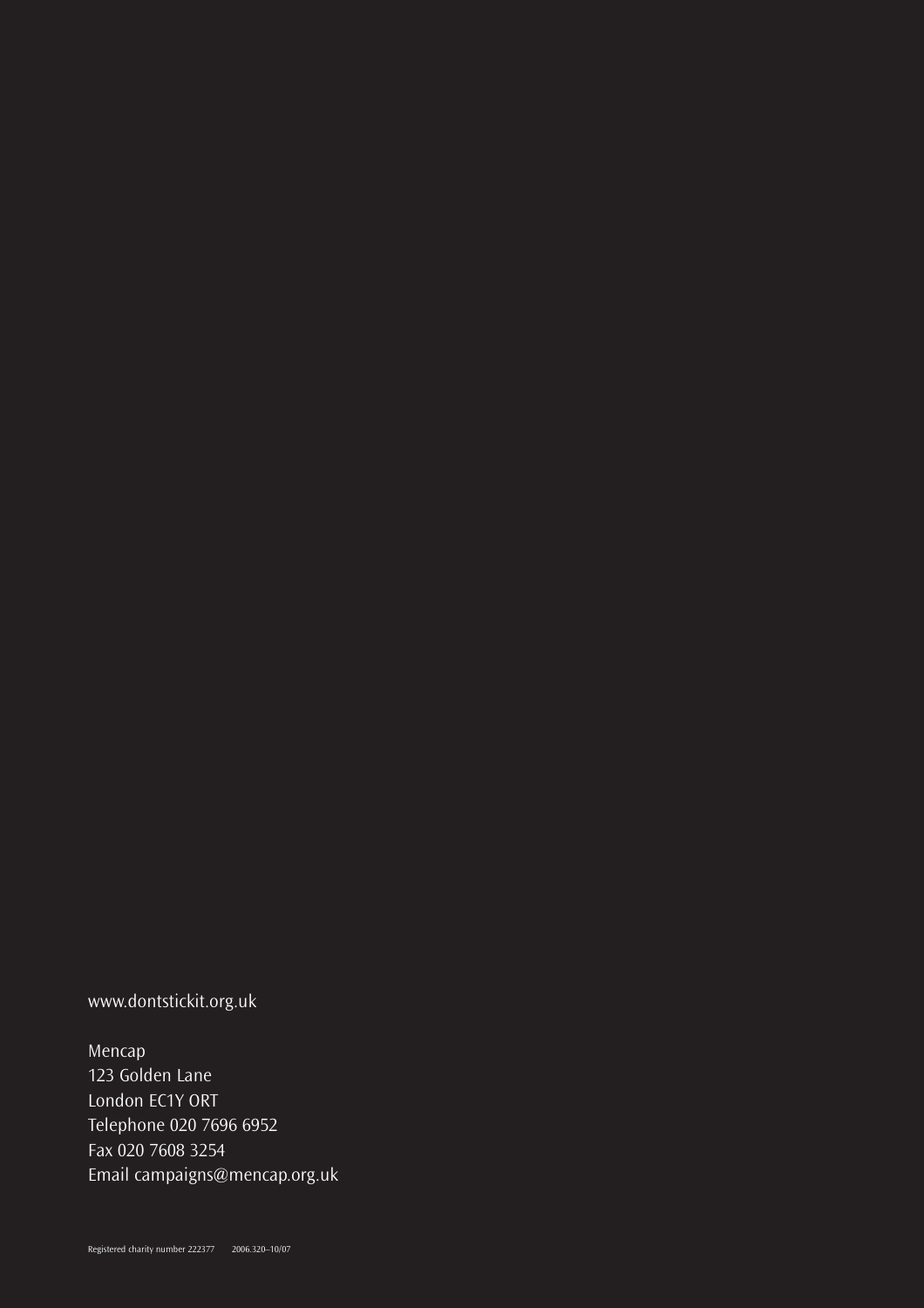www.dontstickit.org.uk

Mencap
123 Golden Lane
London EC1Y ORT
Telephone 020 7696 6952
Fax 020 7608 3254
Email campaigns@mencap.org.uk

Registered charity number 222377 2006.320–10/07